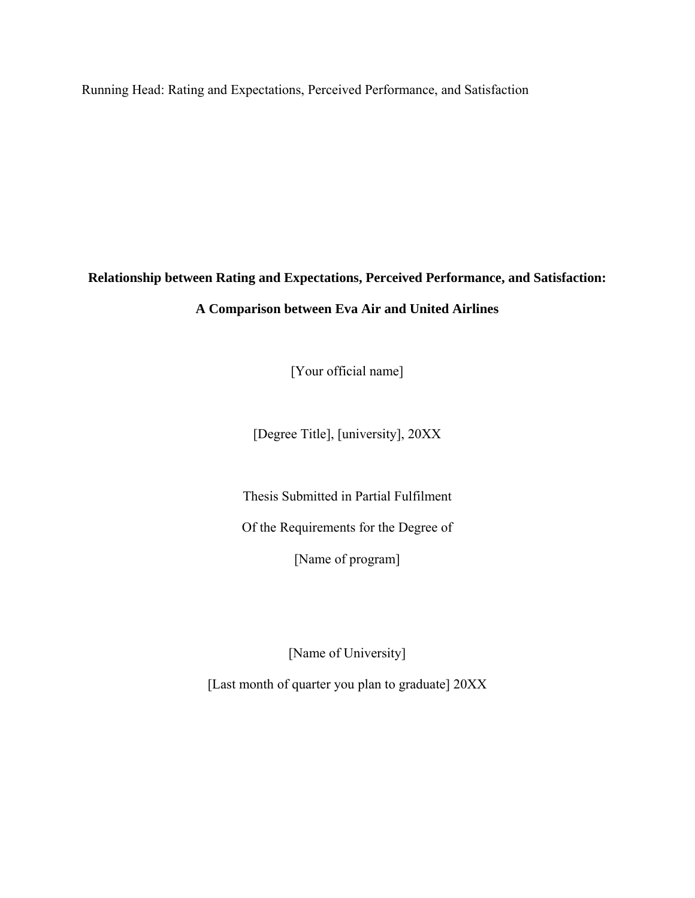# Relationship between Rating and Expectations, Perceived Performance, and Satisfaction: A Comparison between Eva Air and United Airlines

[Your official name]

[Degree Title], [university], 20XX

Thesis Submitted in Partial Fulfilment

Of the Requirements for the Degree of

[Name of program]

[Name of University]

[Last month of quarter you plan to graduate] 20XX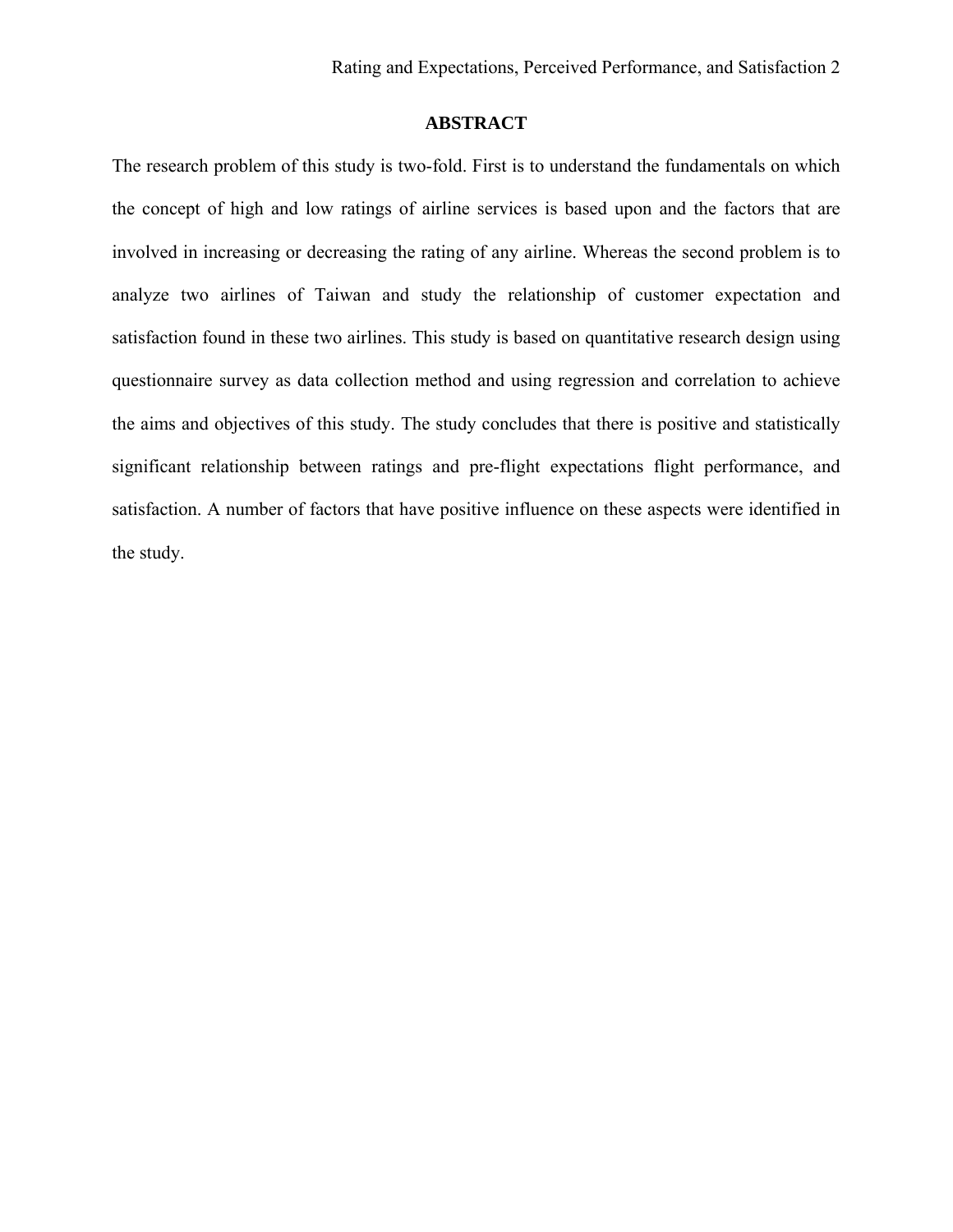## ABSTRACT

The research problem of this study is two-fold. First is to understand the fundamentals on which the concept of high and low ratings of airline services is based upon and the factors that are involved in increasing or decreasing the rating of any airline. Whereas the second problem is to analyze two airlines of Taiwan and study the relationship of customer expectation and satisfaction found in these two airlines. This study is based on quantitative research design using questionnaire survey as data collection method and using regression and correlation to achieve the aims and objectives of this study. The study concludes that there is positive and statistically significant relationship between ratings and pre-flight expectations flight performance, and satisfaction. A number of factors that have positive influence on these aspects were identified in the study.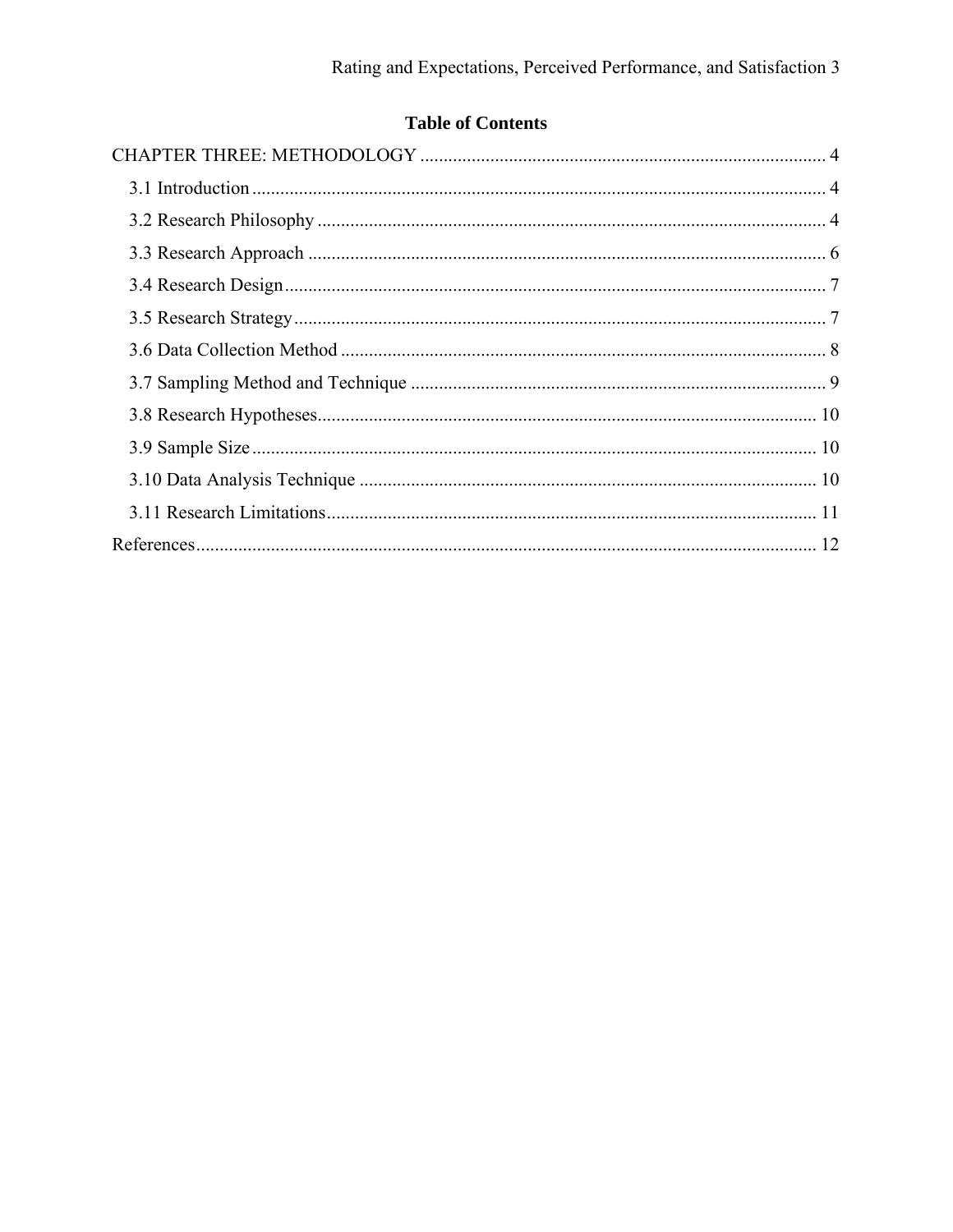## Table of Contents

CHAPTER THREE: METHODOLOGY ........................................................................................ 4

- 3.1 Introduction ........................................................................................................................ 4
- 3.2 Research Philosophy .......................................................................................................... 4
- 3.3 Research Approach ............................................................................................................ 6
- 3.4 Research Design ................................................................................................................. 7
- 3.5 Research Strategy ............................................................................................................... 7
- 3.6 Data Collection Method ..................................................................................................... 8
- 3.7 Sampling Method and Technique ...................................................................................... 9
- 3.8 Research Hypotheses ......................................................................................................... 10
- 3.9 Sample Size ....................................................................................................................... 10
- 3.10 Data Analysis Technique ................................................................................................ 10
- 3.11 Research Limitations ....................................................................................................... 11

References ................................................................................................................................ 12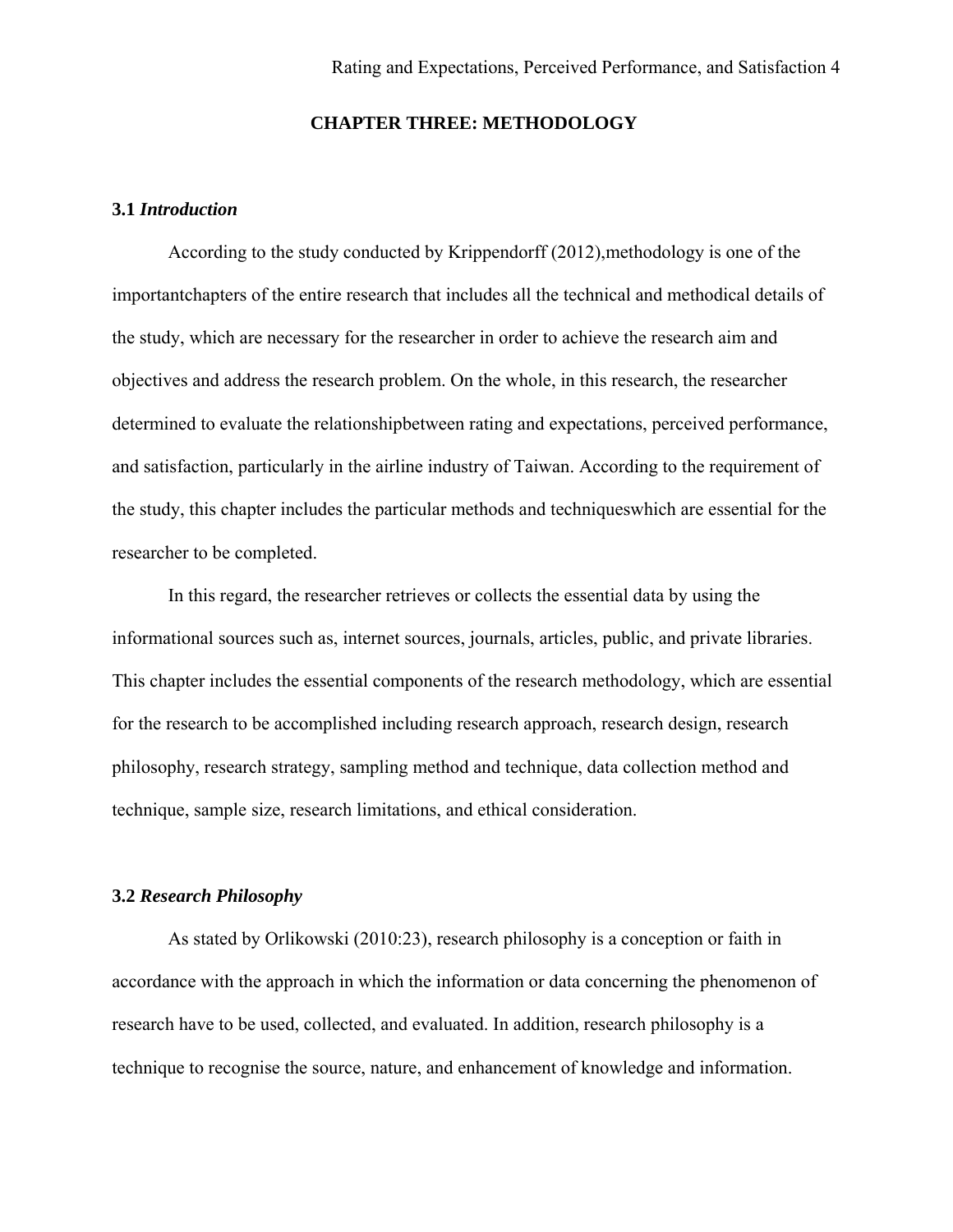# CHAPTER THREE: METHODOLOGY

## 3.1 *Introduction*

According to the study conducted by Krippendorff (2012),methodology is one of the importantchapters of the entire research that includes all the technical and methodical details of the study, which are necessary for the researcher in order to achieve the research aim and objectives and address the research problem. On the whole, in this research, the researcher determined to evaluate the relationshipbetween rating and expectations, perceived performance, and satisfaction, particularly in the airline industry of Taiwan. According to the requirement of the study, this chapter includes the particular methods and techniqueswhich are essential for the researcher to be completed.

In this regard, the researcher retrieves or collects the essential data by using the informational sources such as, internet sources, journals, articles, public, and private libraries. This chapter includes the essential components of the research methodology, which are essential for the research to be accomplished including research approach, research design, research philosophy, research strategy, sampling method and technique, data collection method and technique, sample size, research limitations, and ethical consideration.

## 3.2 *Research Philosophy*

As stated by Orlikowski (2010:23), research philosophy is a conception or faith in accordance with the approach in which the information or data concerning the phenomenon of research have to be used, collected, and evaluated. In addition, research philosophy is a technique to recognise the source, nature, and enhancement of knowledge and information.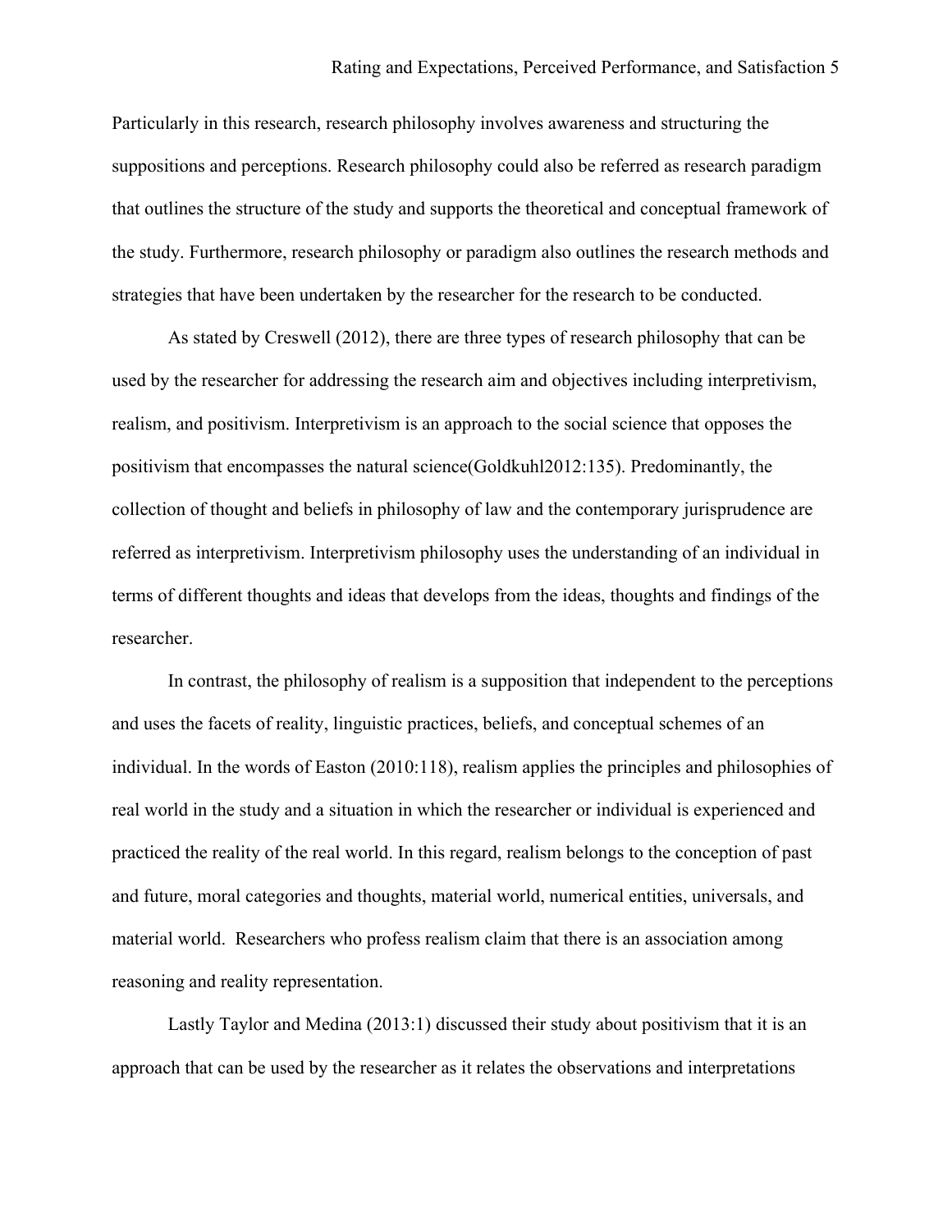Particularly in this research, research philosophy involves awareness and structuring the suppositions and perceptions. Research philosophy could also be referred as research paradigm that outlines the structure of the study and supports the theoretical and conceptual framework of the study. Furthermore, research philosophy or paradigm also outlines the research methods and strategies that have been undertaken by the researcher for the research to be conducted.

As stated by Creswell (2012), there are three types of research philosophy that can be used by the researcher for addressing the research aim and objectives including interpretivism, realism, and positivism. Interpretivism is an approach to the social science that opposes the positivism that encompasses the natural science(Goldkuhl2012:135). Predominantly, the collection of thought and beliefs in philosophy of law and the contemporary jurisprudence are referred as interpretivism. Interpretivism philosophy uses the understanding of an individual in terms of different thoughts and ideas that develops from the ideas, thoughts and findings of the researcher.

In contrast, the philosophy of realism is a supposition that independent to the perceptions and uses the facets of reality, linguistic practices, beliefs, and conceptual schemes of an individual. In the words of Easton (2010:118), realism applies the principles and philosophies of real world in the study and a situation in which the researcher or individual is experienced and practiced the reality of the real world. In this regard, realism belongs to the conception of past and future, moral categories and thoughts, material world, numerical entities, universals, and material world. Researchers who profess realism claim that there is an association among reasoning and reality representation.

Lastly Taylor and Medina (2013:1) discussed their study about positivism that it is an approach that can be used by the researcher as it relates the observations and interpretations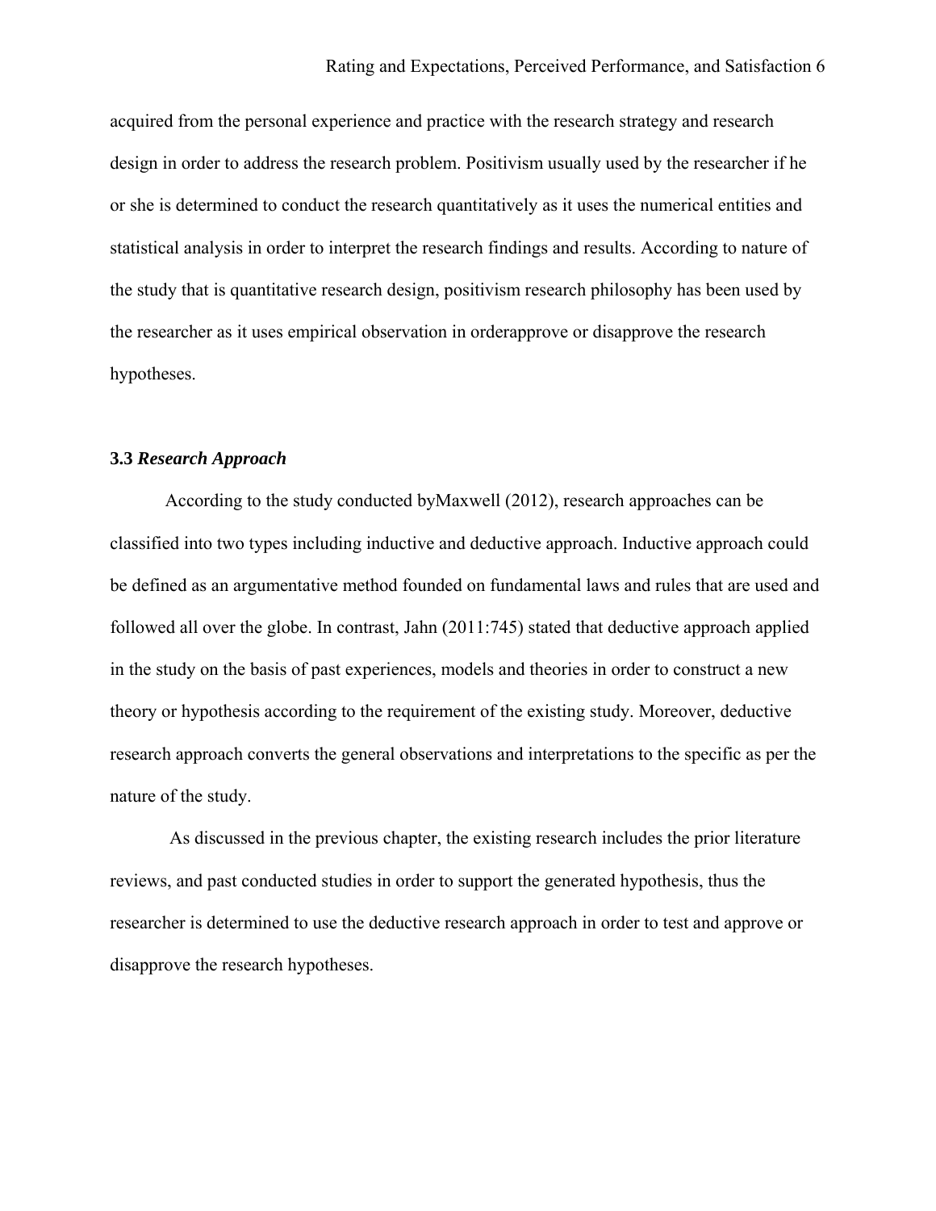acquired from the personal experience and practice with the research strategy and research design in order to address the research problem. Positivism usually used by the researcher if he or she is determined to conduct the research quantitatively as it uses the numerical entities and statistical analysis in order to interpret the research findings and results. According to nature of the study that is quantitative research design, positivism research philosophy has been used by the researcher as it uses empirical observation in orderapprove or disapprove the research hypotheses.

### 3.3 *Research Approach*

According to the study conducted byMaxwell (2012), research approaches can be classified into two types including inductive and deductive approach. Inductive approach could be defined as an argumentative method founded on fundamental laws and rules that are used and followed all over the globe. In contrast, Jahn (2011:745) stated that deductive approach applied in the study on the basis of past experiences, models and theories in order to construct a new theory or hypothesis according to the requirement of the existing study. Moreover, deductive research approach converts the general observations and interpretations to the specific as per the nature of the study.

As discussed in the previous chapter, the existing research includes the prior literature reviews, and past conducted studies in order to support the generated hypothesis, thus the researcher is determined to use the deductive research approach in order to test and approve or disapprove the research hypotheses.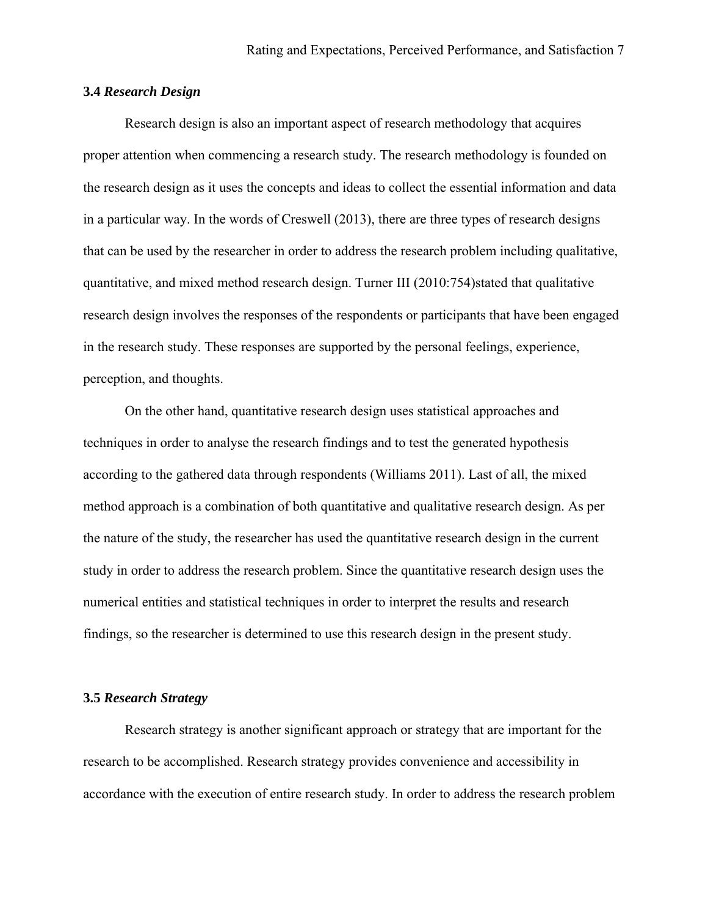### 3.4 *Research Design*

Research design is also an important aspect of research methodology that acquires proper attention when commencing a research study. The research methodology is founded on the research design as it uses the concepts and ideas to collect the essential information and data in a particular way. In the words of Creswell (2013), there are three types of research designs that can be used by the researcher in order to address the research problem including qualitative, quantitative, and mixed method research design. Turner III (2010:754)stated that qualitative research design involves the responses of the respondents or participants that have been engaged in the research study. These responses are supported by the personal feelings, experience, perception, and thoughts.

On the other hand, quantitative research design uses statistical approaches and techniques in order to analyse the research findings and to test the generated hypothesis according to the gathered data through respondents (Williams 2011). Last of all, the mixed method approach is a combination of both quantitative and qualitative research design. As per the nature of the study, the researcher has used the quantitative research design in the current study in order to address the research problem. Since the quantitative research design uses the numerical entities and statistical techniques in order to interpret the results and research findings, so the researcher is determined to use this research design in the present study.

### 3.5 *Research Strategy*

Research strategy is another significant approach or strategy that are important for the research to be accomplished. Research strategy provides convenience and accessibility in accordance with the execution of entire research study. In order to address the research problem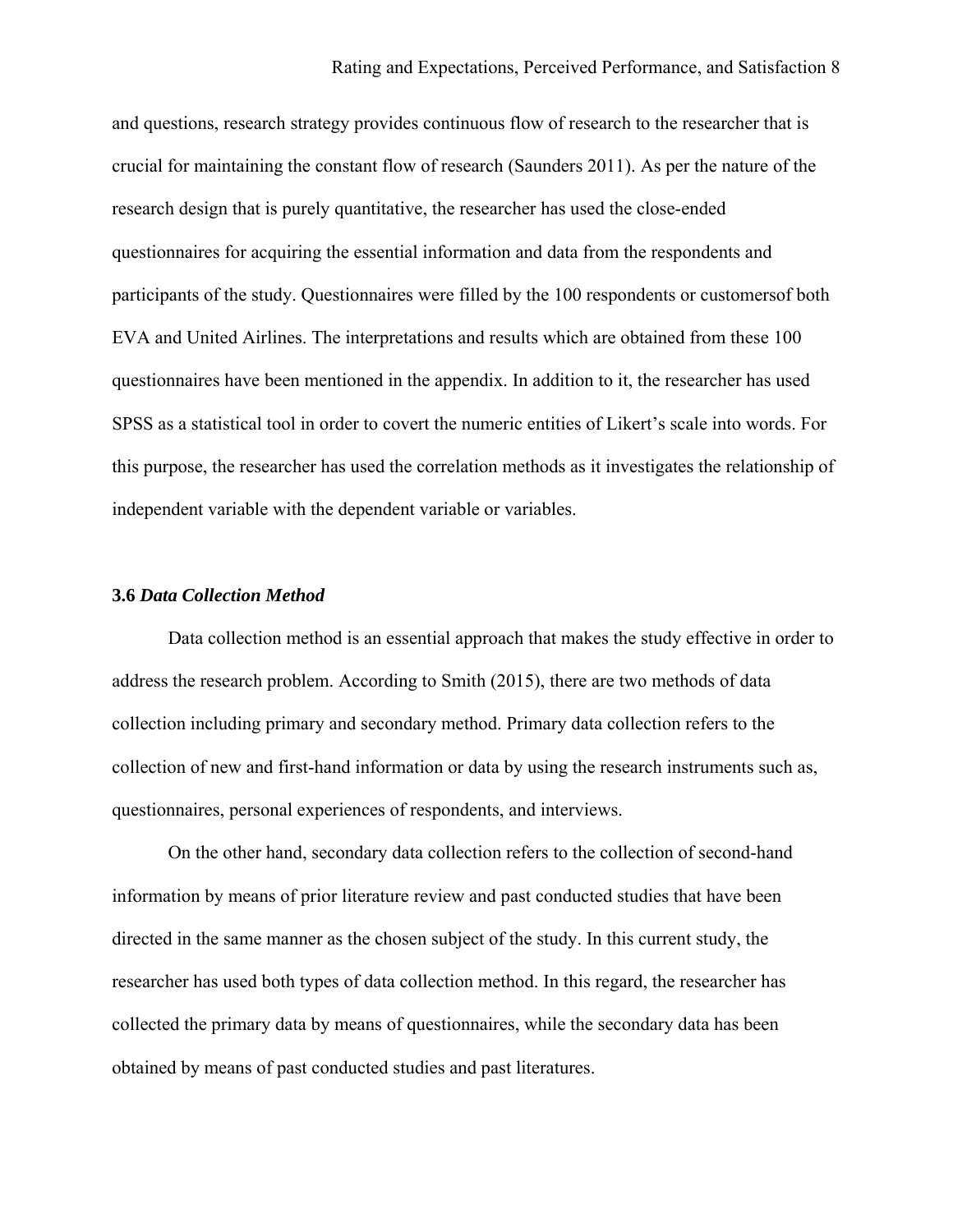and questions, research strategy provides continuous flow of research to the researcher that is crucial for maintaining the constant flow of research (Saunders 2011). As per the nature of the research design that is purely quantitative, the researcher has used the close-ended questionnaires for acquiring the essential information and data from the respondents and participants of the study. Questionnaires were filled by the 100 respondents or customersof both EVA and United Airlines. The interpretations and results which are obtained from these 100 questionnaires have been mentioned in the appendix. In addition to it, the researcher has used SPSS as a statistical tool in order to covert the numeric entities of Likert's scale into words. For this purpose, the researcher has used the correlation methods as it investigates the relationship of independent variable with the dependent variable or variables.

### 3.6 *Data Collection Method*

Data collection method is an essential approach that makes the study effective in order to address the research problem. According to Smith (2015), there are two methods of data collection including primary and secondary method. Primary data collection refers to the collection of new and first-hand information or data by using the research instruments such as, questionnaires, personal experiences of respondents, and interviews.

On the other hand, secondary data collection refers to the collection of second-hand information by means of prior literature review and past conducted studies that have been directed in the same manner as the chosen subject of the study. In this current study, the researcher has used both types of data collection method. In this regard, the researcher has collected the primary data by means of questionnaires, while the secondary data has been obtained by means of past conducted studies and past literatures.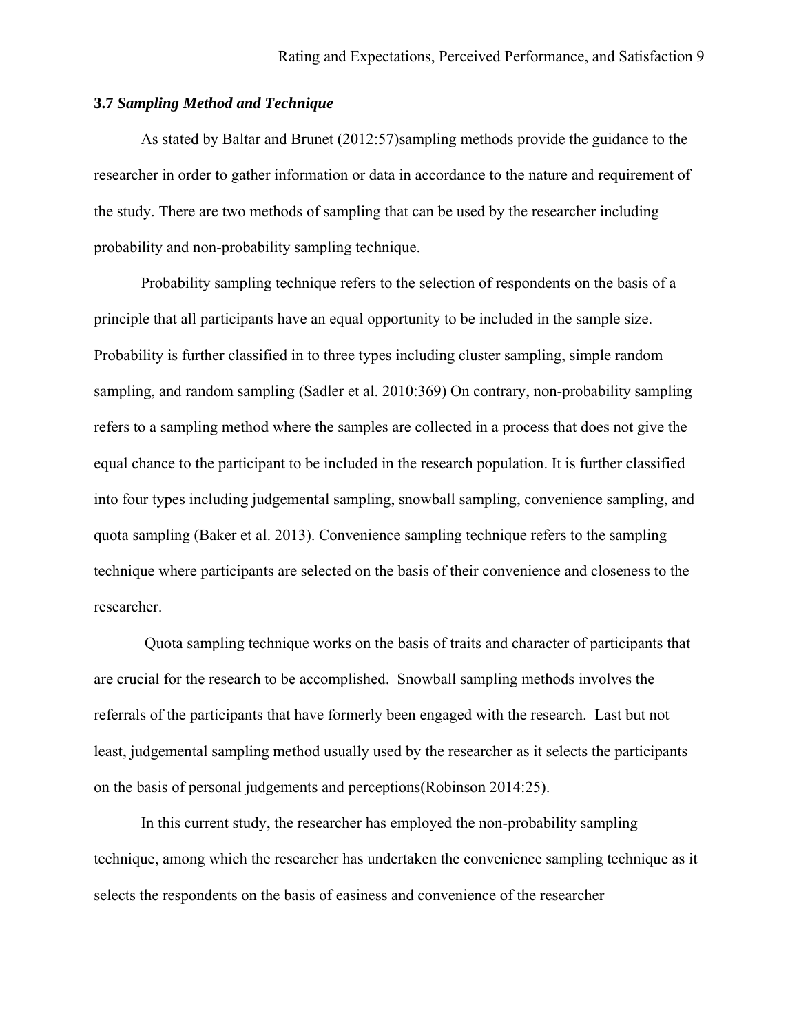### 3.7 *Sampling Method and Technique*

As stated by Baltar and Brunet (2012:57)sampling methods provide the guidance to the researcher in order to gather information or data in accordance to the nature and requirement of the study. There are two methods of sampling that can be used by the researcher including probability and non-probability sampling technique.

Probability sampling technique refers to the selection of respondents on the basis of a principle that all participants have an equal opportunity to be included in the sample size. Probability is further classified in to three types including cluster sampling, simple random sampling, and random sampling (Sadler et al. 2010:369) On contrary, non-probability sampling refers to a sampling method where the samples are collected in a process that does not give the equal chance to the participant to be included in the research population. It is further classified into four types including judgemental sampling, snowball sampling, convenience sampling, and quota sampling (Baker et al. 2013). Convenience sampling technique refers to the sampling technique where participants are selected on the basis of their convenience and closeness to the researcher.

Quota sampling technique works on the basis of traits and character of participants that are crucial for the research to be accomplished. Snowball sampling methods involves the referrals of the participants that have formerly been engaged with the research. Last but not least, judgemental sampling method usually used by the researcher as it selects the participants on the basis of personal judgements and perceptions(Robinson 2014:25).

In this current study, the researcher has employed the non-probability sampling technique, among which the researcher has undertaken the convenience sampling technique as it selects the respondents on the basis of easiness and convenience of the researcher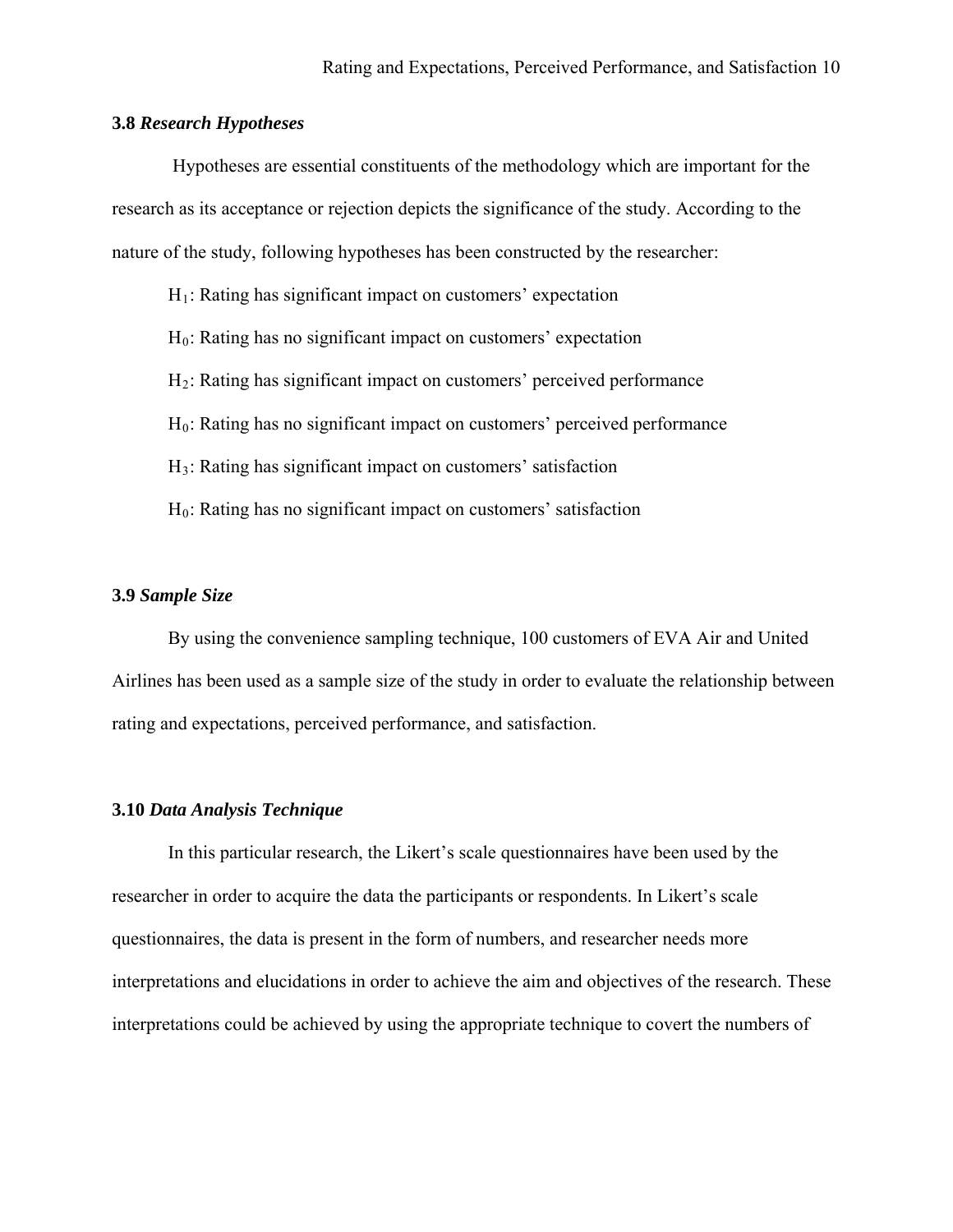### 3.8 *Research Hypotheses*

Hypotheses are essential constituents of the methodology which are important for the research as its acceptance or rejection depicts the significance of the study. According to the nature of the study, following hypotheses has been constructed by the researcher:

$H_1$: Rating has significant impact on customers' expectation

$H_0$: Rating has no significant impact on customers' expectation

$H_2$: Rating has significant impact on customers' perceived performance

$H_0$: Rating has no significant impact on customers' perceived performance

$H_3$: Rating has significant impact on customers' satisfaction

$H_0$: Rating has no significant impact on customers' satisfaction

### 3.9 *Sample Size*

By using the convenience sampling technique, 100 customers of EVA Air and United Airlines has been used as a sample size of the study in order to evaluate the relationship between rating and expectations, perceived performance, and satisfaction.

### 3.10 *Data Analysis Technique*

In this particular research, the Likert's scale questionnaires have been used by the researcher in order to acquire the data the participants or respondents. In Likert's scale questionnaires, the data is present in the form of numbers, and researcher needs more interpretations and elucidations in order to achieve the aim and objectives of the research. These interpretations could be achieved by using the appropriate technique to covert the numbers of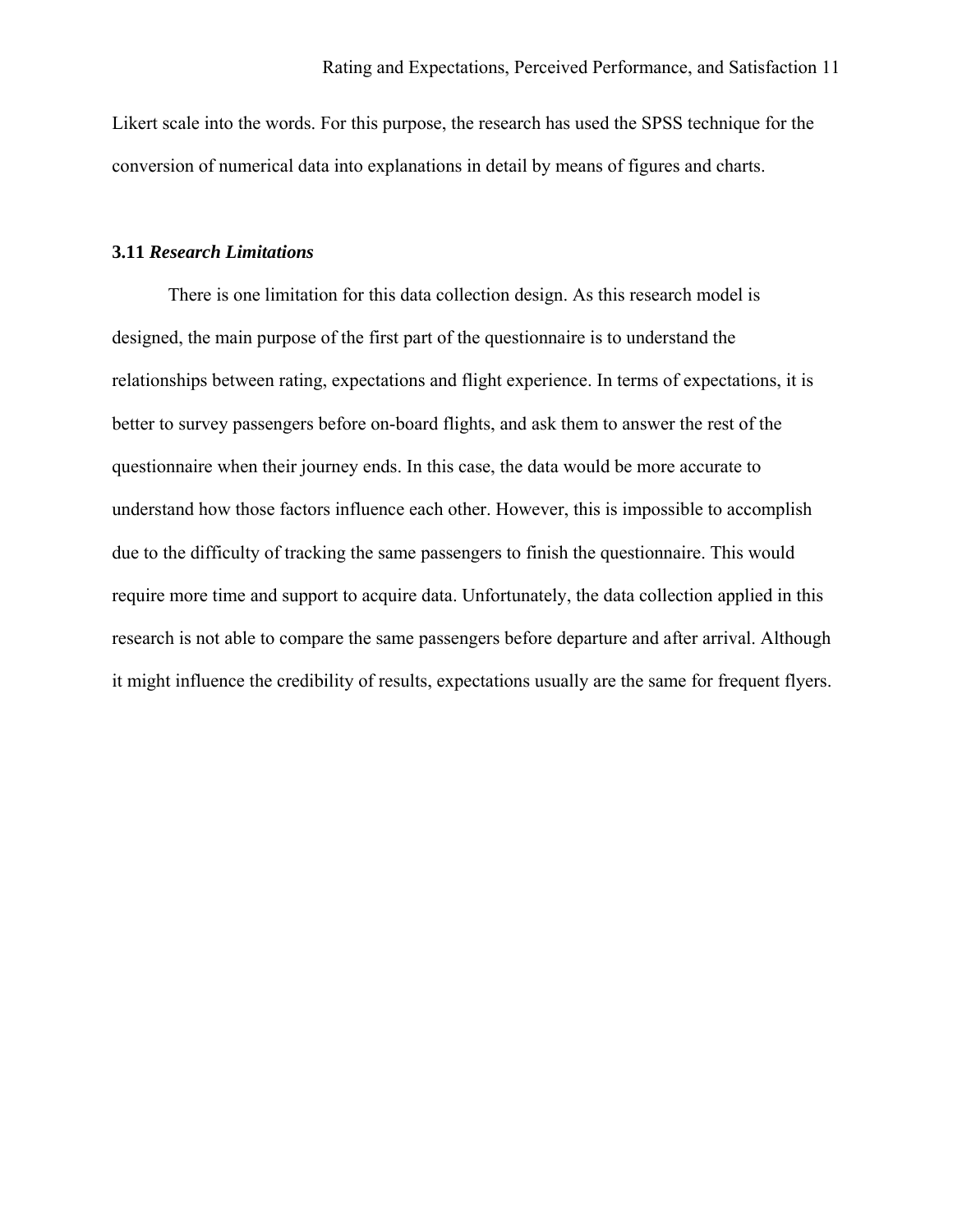Likert scale into the words. For this purpose, the research has used the SPSS technique for the conversion of numerical data into explanations in detail by means of figures and charts.

### 3.11 *Research Limitations*

There is one limitation for this data collection design. As this research model is designed, the main purpose of the first part of the questionnaire is to understand the relationships between rating, expectations and flight experience. In terms of expectations, it is better to survey passengers before on-board flights, and ask them to answer the rest of the questionnaire when their journey ends. In this case, the data would be more accurate to understand how those factors influence each other. However, this is impossible to accomplish due to the difficulty of tracking the same passengers to finish the questionnaire. This would require more time and support to acquire data. Unfortunately, the data collection applied in this research is not able to compare the same passengers before departure and after arrival. Although it might influence the credibility of results, expectations usually are the same for frequent flyers.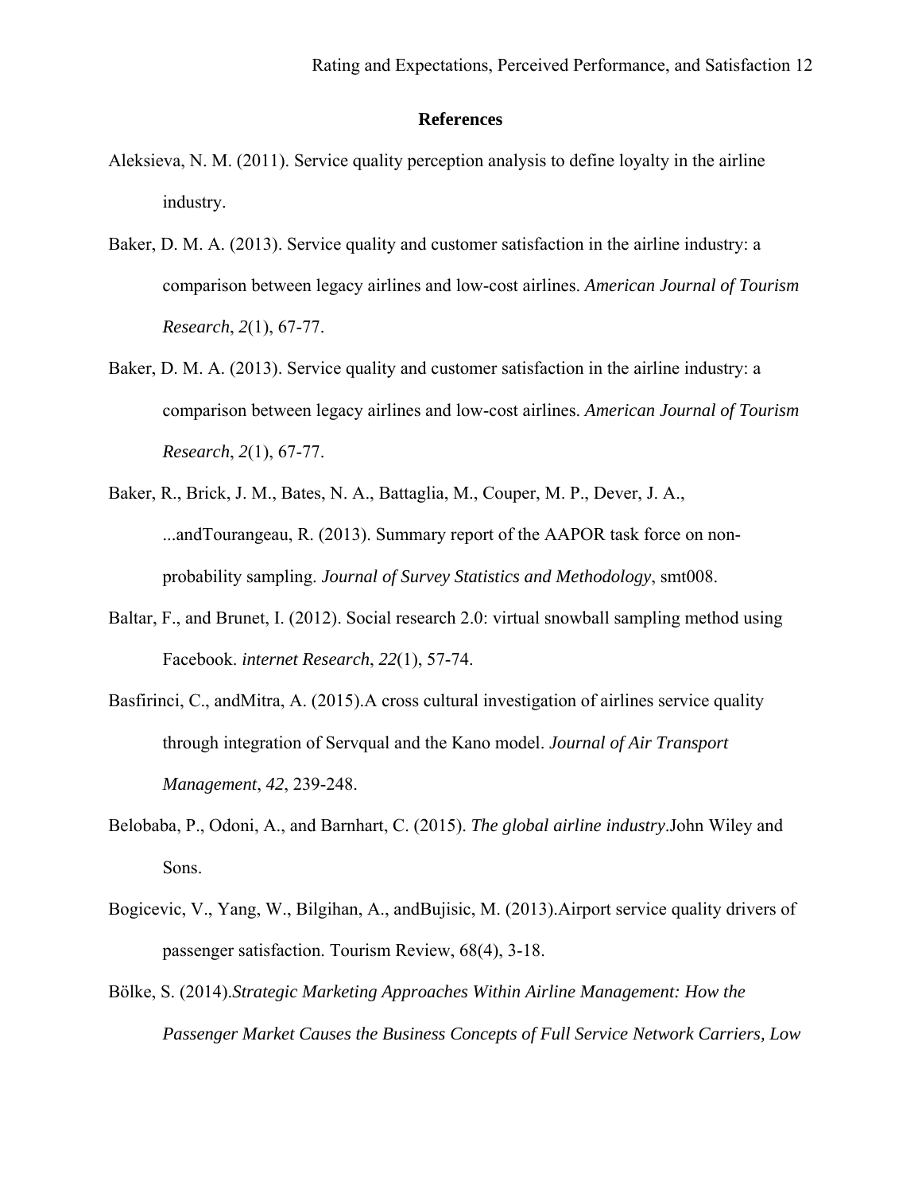**References**

Aleksieva, N. M. (2011). Service quality perception analysis to define loyalty in the airline industry.

Baker, D. M. A. (2013). Service quality and customer satisfaction in the airline industry: a comparison between legacy airlines and low-cost airlines. *American Journal of Tourism Research*, *2*(1), 67-77.

Baker, D. M. A. (2013). Service quality and customer satisfaction in the airline industry: a comparison between legacy airlines and low-cost airlines. *American Journal of Tourism Research*, *2*(1), 67-77.

Baker, R., Brick, J. M., Bates, N. A., Battaglia, M., Couper, M. P., Dever, J. A., ...andTourangeau, R. (2013). Summary report of the AAPOR task force on non-probability sampling. *Journal of Survey Statistics and Methodology*, smt008.

Baltar, F., and Brunet, I. (2012). Social research 2.0: virtual snowball sampling method using Facebook. *internet Research*, *22*(1), 57-74.

Basfirinci, C., andMitra, A. (2015).A cross cultural investigation of airlines service quality through integration of Servqual and the Kano model. *Journal of Air Transport Management*, *42*, 239-248.

Belobaba, P., Odoni, A., and Barnhart, C. (2015). *The global airline industry*.John Wiley and Sons.

Bogicevic, V., Yang, W., Bilgihan, A., andBujisic, M. (2013).Airport service quality drivers of passenger satisfaction. Tourism Review, 68(4), 3-18.

Bölke, S. (2014).*Strategic Marketing Approaches Within Airline Management: How the Passenger Market Causes the Business Concepts of Full Service Network Carriers, Low*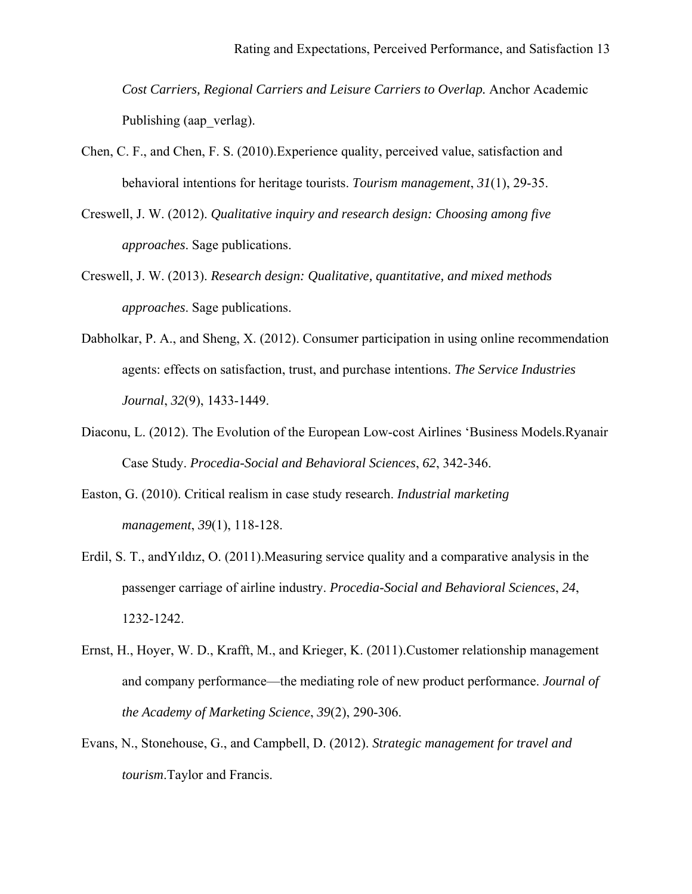*Cost Carriers, Regional Carriers and Leisure Carriers to Overlap.* Anchor Academic Publishing (aap_verlag).

Chen, C. F., and Chen, F. S. (2010).Experience quality, perceived value, satisfaction and behavioral intentions for heritage tourists. *Tourism management*, *31*(1), 29-35.

Creswell, J. W. (2012). *Qualitative inquiry and research design: Choosing among five approaches*. Sage publications.

Creswell, J. W. (2013). *Research design: Qualitative, quantitative, and mixed methods approaches*. Sage publications.

Dabholkar, P. A., and Sheng, X. (2012). Consumer participation in using online recommendation agents: effects on satisfaction, trust, and purchase intentions. *The Service Industries Journal*, *32*(9), 1433-1449.

Diaconu, L. (2012). The Evolution of the European Low-cost Airlines 'Business Models.Ryanair Case Study. *Procedia-Social and Behavioral Sciences*, *62*, 342-346.

Easton, G. (2010). Critical realism in case study research. *Industrial marketing management*, *39*(1), 118-128.

Erdil, S. T., andYıldız, O. (2011).Measuring service quality and a comparative analysis in the passenger carriage of airline industry. *Procedia-Social and Behavioral Sciences*, *24*, 1232-1242.

Ernst, H., Hoyer, W. D., Krafft, M., and Krieger, K. (2011).Customer relationship management and company performance—the mediating role of new product performance. *Journal of the Academy of Marketing Science*, *39*(2), 290-306.

Evans, N., Stonehouse, G., and Campbell, D. (2012). *Strategic management for travel and tourism*.Taylor and Francis.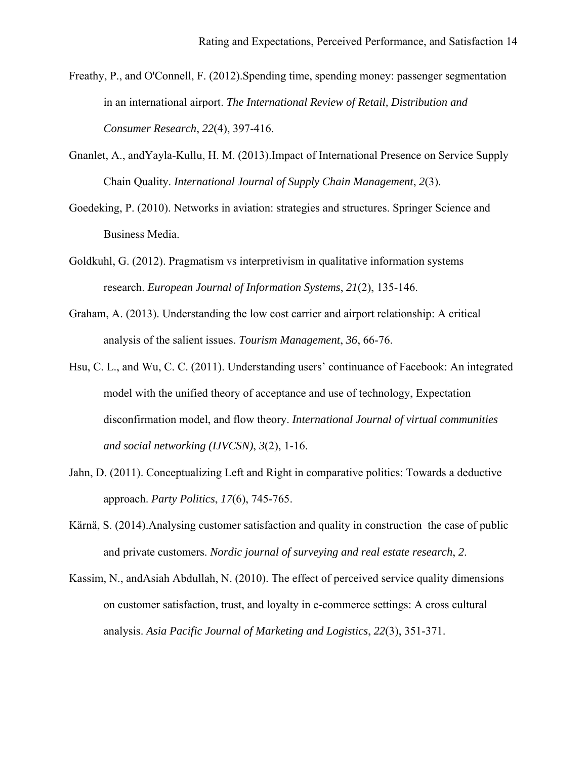Freathy, P., and O'Connell, F. (2012).Spending time, spending money: passenger segmentation in an international airport. *The International Review of Retail, Distribution and Consumer Research*, *22*(4), 397-416.

Gnanlet, A., andYayla-Kullu, H. M. (2013).Impact of International Presence on Service Supply Chain Quality. *International Journal of Supply Chain Management*, *2*(3).

Goedeking, P. (2010). Networks in aviation: strategies and structures. Springer Science and Business Media.

Goldkuhl, G. (2012). Pragmatism vs interpretivism in qualitative information systems research. *European Journal of Information Systems*, *21*(2), 135-146.

Graham, A. (2013). Understanding the low cost carrier and airport relationship: A critical analysis of the salient issues. *Tourism Management*, *36*, 66-76.

Hsu, C. L., and Wu, C. C. (2011). Understanding users' continuance of Facebook: An integrated model with the unified theory of acceptance and use of technology, Expectation disconfirmation model, and flow theory. *International Journal of virtual communities and social networking (IJVCSN)*, *3*(2), 1-16.

Jahn, D. (2011). Conceptualizing Left and Right in comparative politics: Towards a deductive approach. *Party Politics*, *17*(6), 745-765.

Kärnä, S. (2014).Analysing customer satisfaction and quality in construction–the case of public and private customers. *Nordic journal of surveying and real estate research*, *2*.

Kassim, N., andAsiah Abdullah, N. (2010). The effect of perceived service quality dimensions on customer satisfaction, trust, and loyalty in e-commerce settings: A cross cultural analysis. *Asia Pacific Journal of Marketing and Logistics*, *22*(3), 351-371.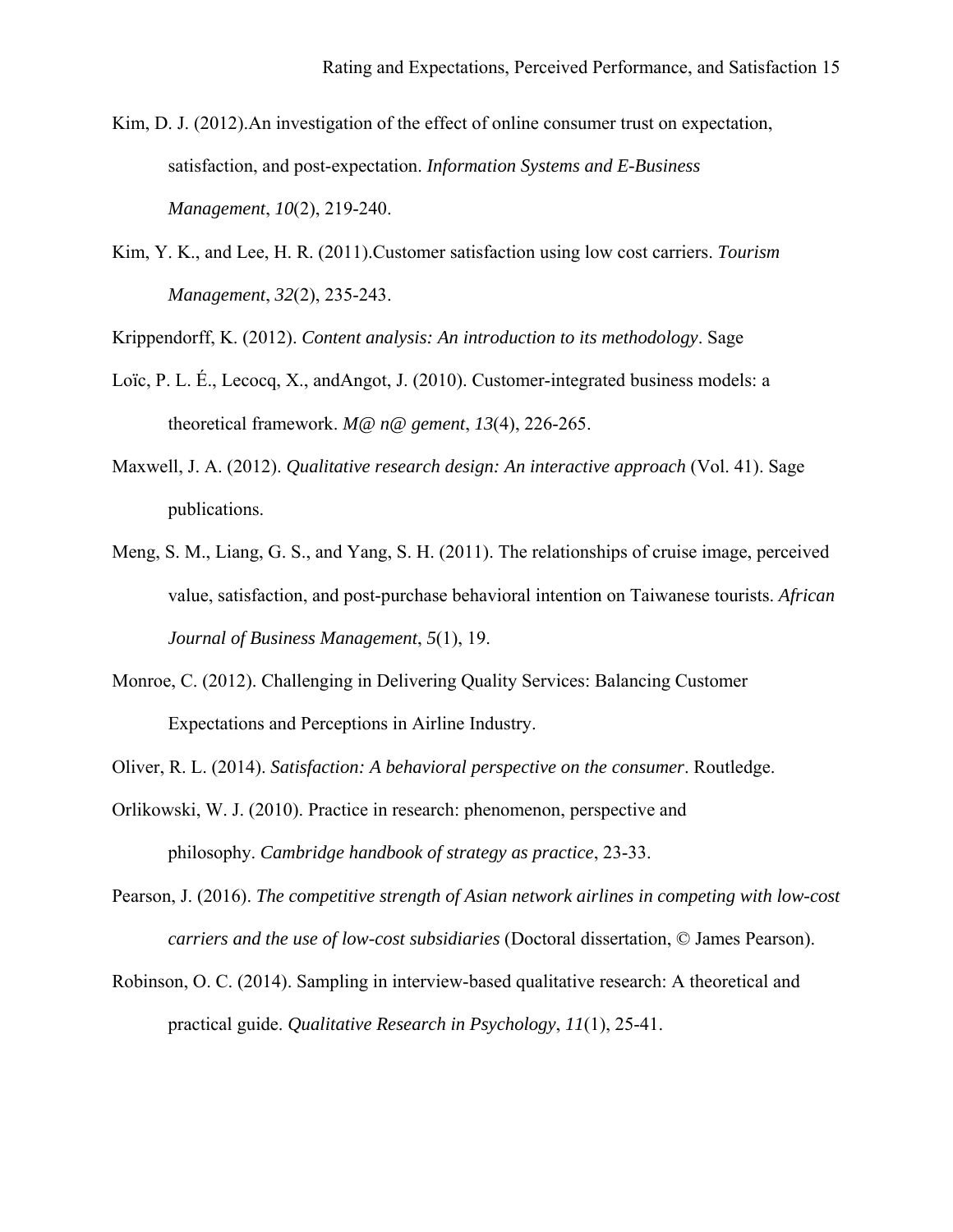Kim, D. J. (2012).An investigation of the effect of online consumer trust on expectation, satisfaction, and post-expectation. *Information Systems and E-Business Management*, *10*(2), 219-240.

Kim, Y. K., and Lee, H. R. (2011).Customer satisfaction using low cost carriers. *Tourism Management*, *32*(2), 235-243.

Krippendorff, K. (2012). *Content analysis: An introduction to its methodology*. Sage

Loïc, P. L. É., Lecocq, X., andAngot, J. (2010). Customer-integrated business models: a theoretical framework. *M@ n@ gement*, *13*(4), 226-265.

Maxwell, J. A. (2012). *Qualitative research design: An interactive approach* (Vol. 41). Sage publications.

Meng, S. M., Liang, G. S., and Yang, S. H. (2011). The relationships of cruise image, perceived value, satisfaction, and post-purchase behavioral intention on Taiwanese tourists. *African Journal of Business Management*, *5*(1), 19.

Monroe, C. (2012). Challenging in Delivering Quality Services: Balancing Customer Expectations and Perceptions in Airline Industry.

Oliver, R. L. (2014). *Satisfaction: A behavioral perspective on the consumer*. Routledge.

Orlikowski, W. J. (2010). Practice in research: phenomenon, perspective and philosophy. *Cambridge handbook of strategy as practice*, 23-33.

Pearson, J. (2016). *The competitive strength of Asian network airlines in competing with low-cost carriers and the use of low-cost subsidiaries* (Doctoral dissertation, © James Pearson).

Robinson, O. C. (2014). Sampling in interview-based qualitative research: A theoretical and practical guide. *Qualitative Research in Psychology*, *11*(1), 25-41.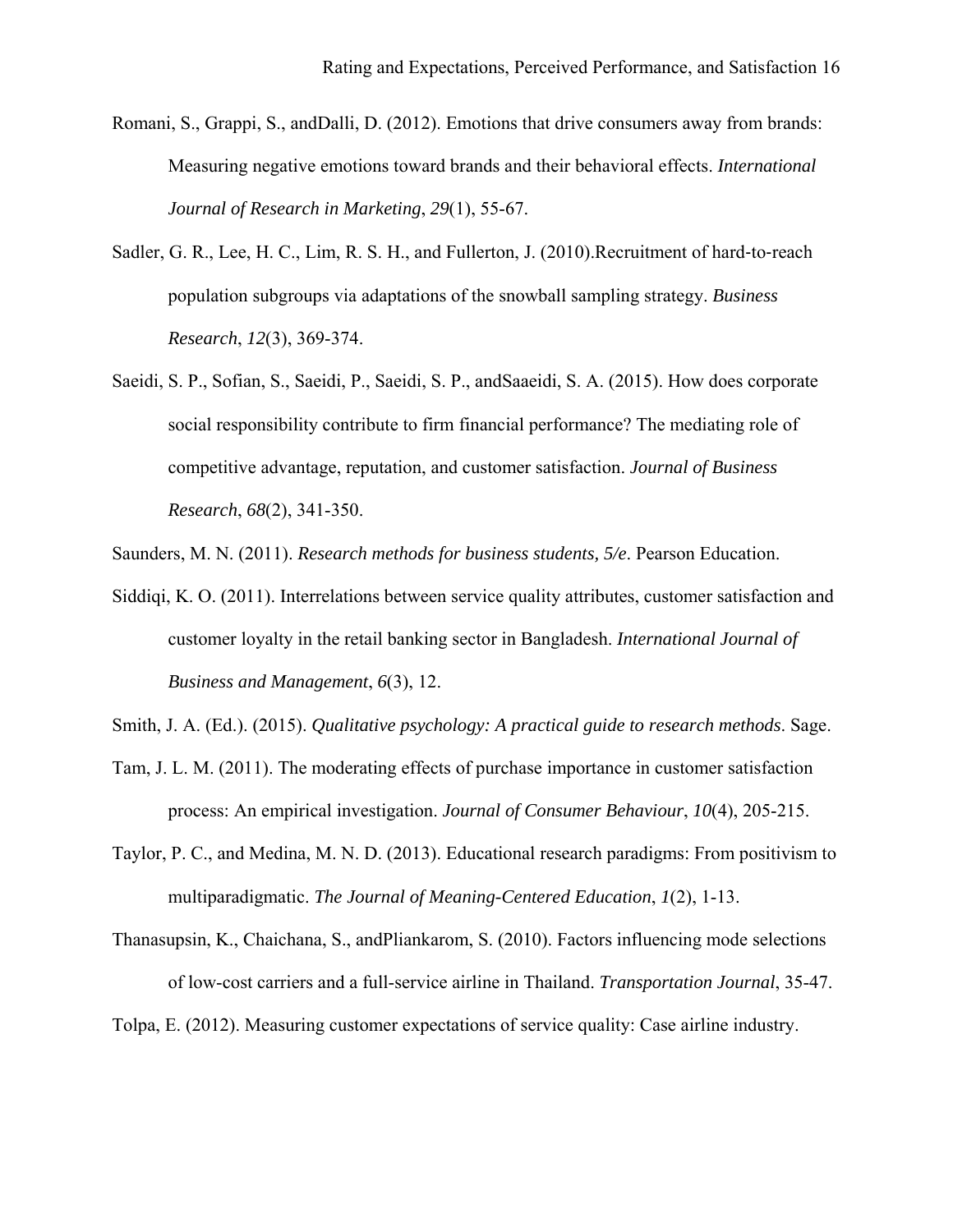Romani, S., Grappi, S., andDalli, D. (2012). Emotions that drive consumers away from brands: Measuring negative emotions toward brands and their behavioral effects. *International Journal of Research in Marketing*, *29*(1), 55-67.

Sadler, G. R., Lee, H. C., Lim, R. S. H., and Fullerton, J. (2010).Recruitment of hard-to-reach population subgroups via adaptations of the snowball sampling strategy. *Business Research*, *12*(3), 369-374.

Saeidi, S. P., Sofian, S., Saeidi, P., Saeidi, S. P., andSaaeidi, S. A. (2015). How does corporate social responsibility contribute to firm financial performance? The mediating role of competitive advantage, reputation, and customer satisfaction. *Journal of Business Research*, *68*(2), 341-350.

Saunders, M. N. (2011). *Research methods for business students, 5/e*. Pearson Education.

Siddiqi, K. O. (2011). Interrelations between service quality attributes, customer satisfaction and customer loyalty in the retail banking sector in Bangladesh. *International Journal of Business and Management*, *6*(3), 12.

Smith, J. A. (Ed.). (2015). *Qualitative psychology: A practical guide to research methods*. Sage.

Tam, J. L. M. (2011). The moderating effects of purchase importance in customer satisfaction process: An empirical investigation. *Journal of Consumer Behaviour*, *10*(4), 205-215.

Taylor, P. C., and Medina, M. N. D. (2013). Educational research paradigms: From positivism to multiparadigmatic. *The Journal of Meaning-Centered Education*, *1*(2), 1-13.

Thanasupsin, K., Chaichana, S., andPliankarom, S. (2010). Factors influencing mode selections of low-cost carriers and a full-service airline in Thailand. *Transportation Journal*, 35-47.

Tolpa, E. (2012). Measuring customer expectations of service quality: Case airline industry.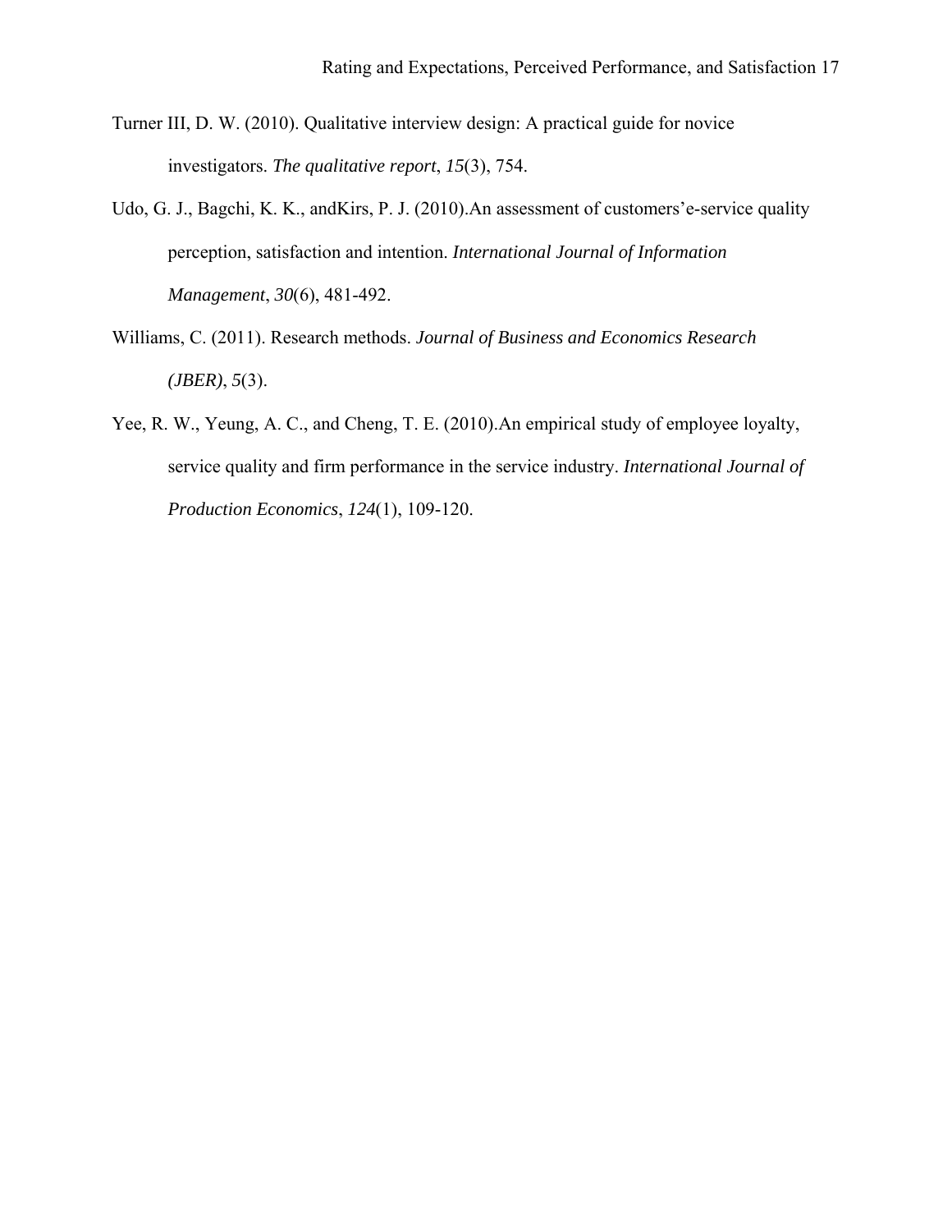Turner III, D. W. (2010). Qualitative interview design: A practical guide for novice investigators. *The qualitative report*, *15*(3), 754.

Udo, G. J., Bagchi, K. K., andKirs, P. J. (2010).An assessment of customers'e-service quality perception, satisfaction and intention. *International Journal of Information Management*, *30*(6), 481-492.

Williams, C. (2011). Research methods. *Journal of Business and Economics Research (JBER)*, *5*(3).

Yee, R. W., Yeung, A. C., and Cheng, T. E. (2010).An empirical study of employee loyalty, service quality and firm performance in the service industry. *International Journal of Production Economics*, *124*(1), 109-120.